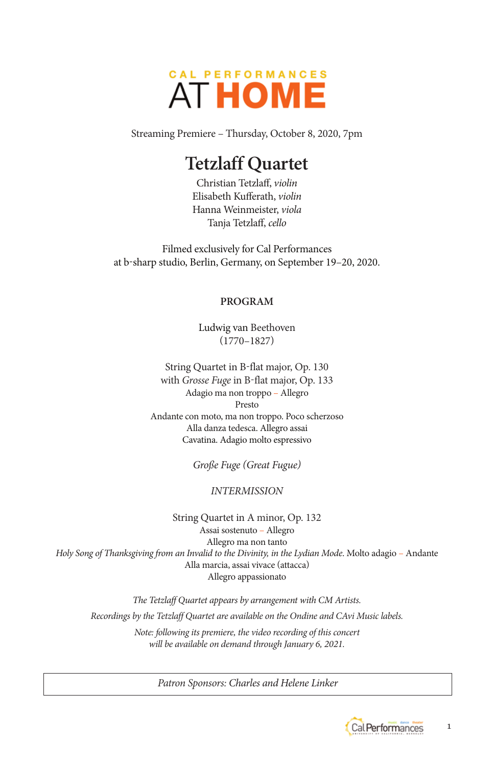CAL PERFORMANCES

# AT HOME

Streaming Premiere – Thursday, October 8, 2020, 7pm

# Tetzlaff Quartet

Christian Tetzlaff, *violin*
Elisabeth Kufferath, *violin*
Hanna Weinmeister, *viola*
Tanja Tetzlaff, *cello*

Filmed exclusively for Cal Performances
at b-sharp studio, Berlin, Germany, on September 19–20, 2020.

## PROGRAM

Ludwig van Beethoven
(1770–1827)

String Quartet in B-flat major, Op. 130
with *Grosse Fuge* in B-flat major, Op. 133
Adagio ma non troppo – Allegro
Presto
Andante con moto, ma non troppo. Poco scherzoso
Alla danza tedesca. Allegro assai
Cavatina. Adagio molto espressivo

*Große Fuge (Great Fugue)*

*INTERMISSION*

String Quartet in A minor, Op. 132
Assai sostenuto – Allegro
Allegro ma non tanto
*Holy Song of Thanksgiving from an Invalid to the Divinity, in the Lydian Mode.* Molto adagio – Andante
Alla marcia, assai vivace (attacca)
Allegro appassionato

*The Tetzlaff Quartet appears by arrangement with CM Artists.*

*Recordings by the Tetzlaff Quartet are available on the Ondine and CAvi Music labels.*

*Note: following its premiere, the video recording of this concert will be available on demand through January 6, 2021.*

*Patron Sponsors: Charles and Helene Linker*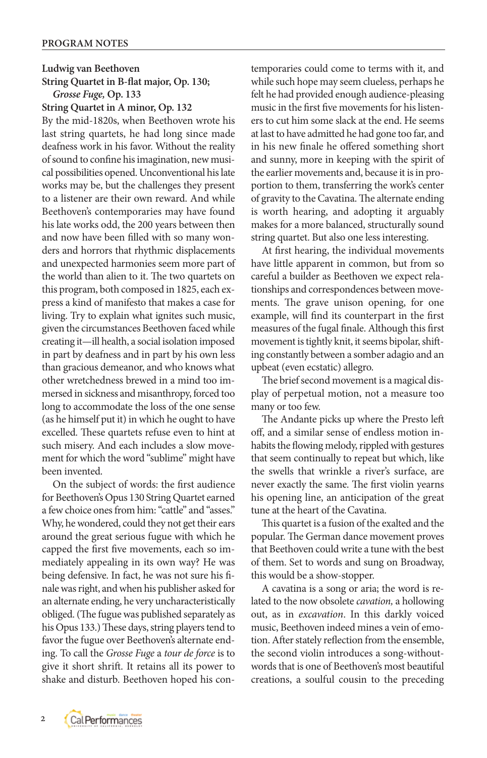**Ludwig van Beethoven**
**String Quartet in B-flat major, Op. 130;**
***Grosse Fuge,* Op. 133**
**String Quartet in A minor, Op. 132**

By the mid-1820s, when Beethoven wrote his last string quartets, he had long since made deafness work in his favor. Without the reality of sound to confine his imagination, new musical possibilities opened. Unconventional his late works may be, but the challenges they present to a listener are their own reward. And while Beethoven's contemporaries may have found his late works odd, the 200 years between then and now have been filled with so many wonders and horrors that rhythmic displacements and unexpected harmonies seem more part of the world than alien to it. The two quartets on this program, both composed in 1825, each express a kind of manifesto that makes a case for living. Try to explain what ignites such music, given the circumstances Beethoven faced while creating it—ill health, a social isolation imposed in part by deafness and in part by his own less than gracious demeanor, and who knows what other wretchedness brewed in a mind too immersed in sickness and misanthropy, forced too long to accommodate the loss of the one sense (as he himself put it) in which he ought to have excelled. These quartets refuse even to hint at such misery. And each includes a slow movement for which the word "sublime" might have been invented.

On the subject of words: the first audience for Beethoven's Opus 130 String Quartet earned a few choice ones from him: "cattle" and "asses." Why, he wondered, could they not get their ears around the great serious fugue with which he capped the first five movements, each so immediately appealing in its own way? He was being defensive. In fact, he was not sure his finale was right, and when his publisher asked for an alternate ending, he very uncharacteristically obliged. (The fugue was published separately as his Opus 133.) These days, string players tend to favor the fugue over Beethoven's alternate ending. To call the *Grosse Fuge* a *tour de force* is to give it short shrift. It retains all its power to shake and disturb. Beethoven hoped his contemporaries could come to terms with it, and while such hope may seem clueless, perhaps he felt he had provided enough audience-pleasing music in the first five movements for his listeners to cut him some slack at the end. He seems at last to have admitted he had gone too far, and in his new finale he offered something short and sunny, more in keeping with the spirit of the earlier movements and, because it is in proportion to them, transferring the work's center of gravity to the Cavatina. The alternate ending is worth hearing, and adopting it arguably makes for a more balanced, structurally sound string quartet. But also one less interesting.

At first hearing, the individual movements have little apparent in common, but from so careful a builder as Beethoven we expect relationships and correspondences between movements. The grave unison opening, for one example, will find its counterpart in the first measures of the fugal finale. Although this first movement is tightly knit, it seems bipolar, shifting constantly between a somber adagio and an upbeat (even ecstatic) allegro.

The brief second movement is a magical display of perpetual motion, not a measure too many or too few.

The Andante picks up where the Presto left off, and a similar sense of endless motion inhabits the flowing melody, rippled with gestures that seem continually to repeat but which, like the swells that wrinkle a river's surface, are never exactly the same. The first violin yearns his opening line, an anticipation of the great tune at the heart of the Cavatina.

This quartet is a fusion of the exalted and the popular. The German dance movement proves that Beethoven could write a tune with the best of them. Set to words and sung on Broadway, this would be a show-stopper.

A cavatina is a song or aria; the word is related to the now obsolete *cavation,* a hollowing out, as in *excavation*. In this darkly voiced music, Beethoven indeed mines a vein of emotion. After stately reflection from the ensemble, the second violin introduces a song-without-words that is one of Beethoven's most beautiful creations, a soulful cousin to the preceding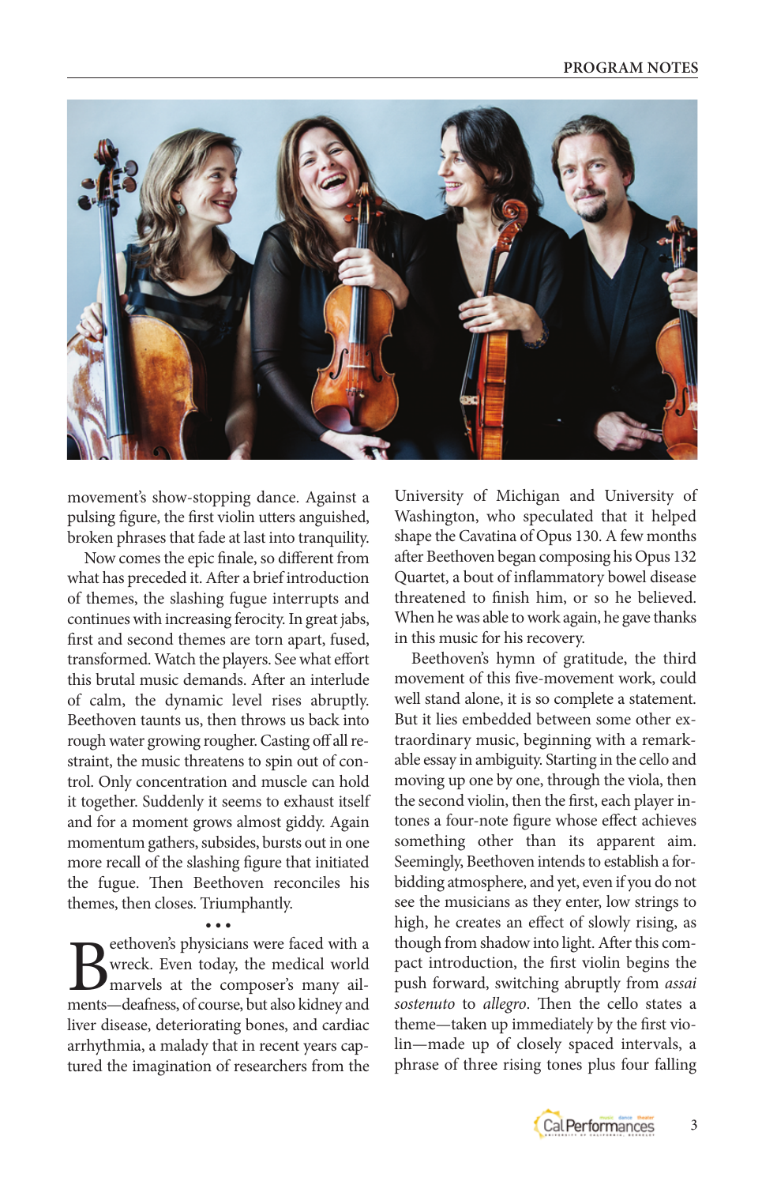movement's show-stopping dance. Against a pulsing figure, the first violin utters anguished, broken phrases that fade at last into tranquility.

Now comes the epic finale, so different from what has preceded it. After a brief introduction of themes, the slashing fugue interrupts and continues with increasing ferocity. In great jabs, first and second themes are torn apart, fused, transformed. Watch the players. See what effort this brutal music demands. After an interlude of calm, the dynamic level rises abruptly. Beethoven taunts us, then throws us back into rough water growing rougher. Casting off all restraint, the music threatens to spin out of control. Only concentration and muscle can hold it together. Suddenly it seems to exhaust itself and for a moment grows almost giddy. Again momentum gathers, subsides, bursts out in one more recall of the slashing figure that initiated the fugue. Then Beethoven reconciles his themes, then closes. Triumphantly.

• • •

Beethoven's physicians were faced with a wreck. Even today, the medical world marvels at the composer's many ailments—deafness, of course, but also kidney and liver disease, deteriorating bones, and cardiac arrhythmia, a malady that in recent years captured the imagination of researchers from the University of Michigan and University of Washington, who speculated that it helped shape the Cavatina of Opus 130. A few months after Beethoven began composing his Opus 132 Quartet, a bout of inflammatory bowel disease threatened to finish him, or so he believed. When he was able to work again, he gave thanks in this music for his recovery.

Beethoven's hymn of gratitude, the third movement of this five-movement work, could well stand alone, it is so complete a statement. But it lies embedded between some other extraordinary music, beginning with a remarkable essay in ambiguity. Starting in the cello and moving up one by one, through the viola, then the second violin, then the first, each player intones a four-note figure whose effect achieves something other than its apparent aim. Seemingly, Beethoven intends to establish a forbidding atmosphere, and yet, even if you do not see the musicians as they enter, low strings to high, he creates an effect of slowly rising, as though from shadow into light. After this compact introduction, the first violin begins the push forward, switching abruptly from *assai sostenuto* to *allegro*. Then the cello states a theme—taken up immediately by the first violin—made up of closely spaced intervals, a phrase of three rising tones plus four falling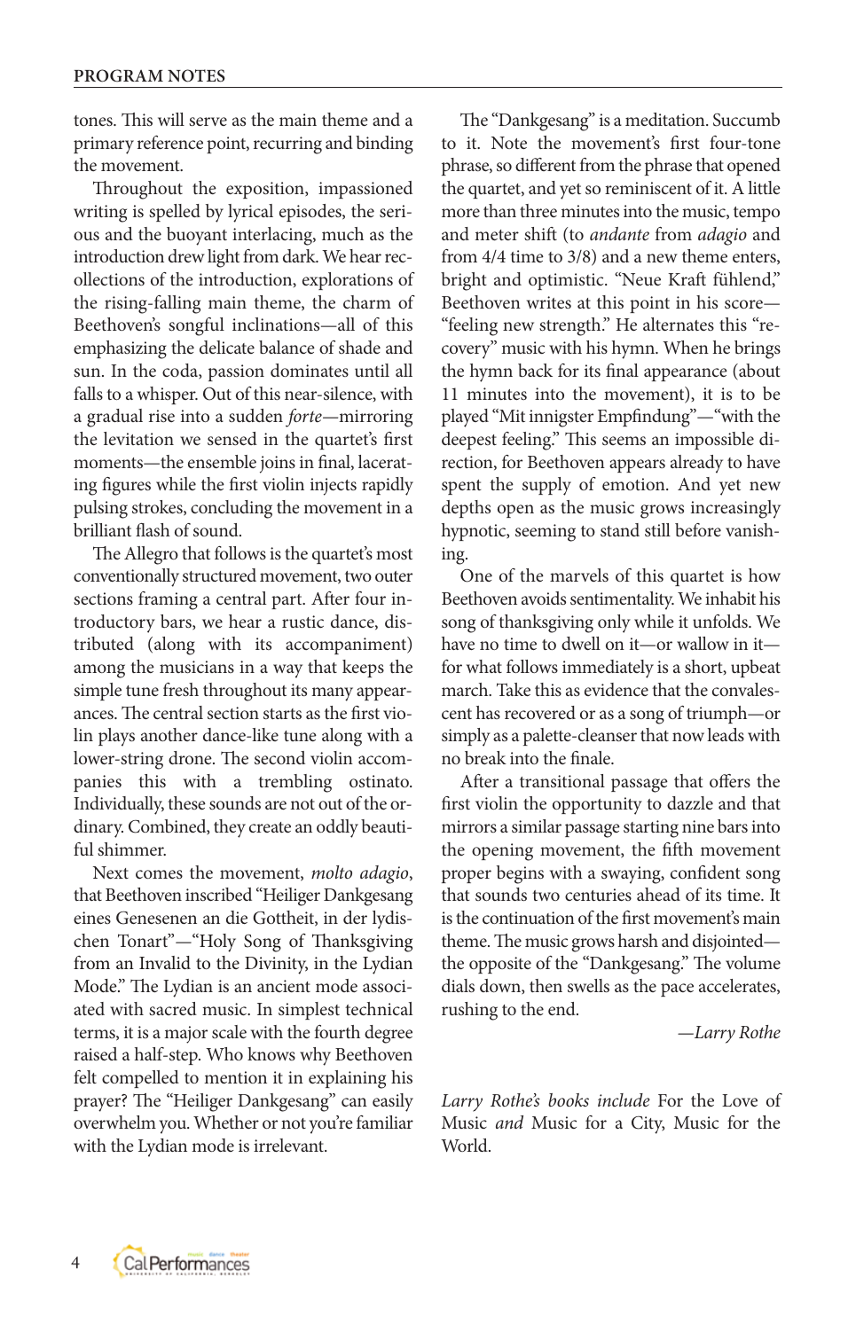tones. This will serve as the main theme and a primary reference point, recurring and binding the movement.

Throughout the exposition, impassioned writing is spelled by lyrical episodes, the serious and the buoyant interlacing, much as the introduction drew light from dark. We hear recollections of the introduction, explorations of the rising-falling main theme, the charm of Beethoven's songful inclinations—all of this emphasizing the delicate balance of shade and sun. In the coda, passion dominates until all falls to a whisper. Out of this near-silence, with a gradual rise into a sudden *forte*—mirroring the levitation we sensed in the quartet's first moments—the ensemble joins in final, lacerating figures while the first violin injects rapidly pulsing strokes, concluding the movement in a brilliant flash of sound.

The Allegro that follows is the quartet's most conventionally structured movement, two outer sections framing a central part. After four introductory bars, we hear a rustic dance, distributed (along with its accompaniment) among the musicians in a way that keeps the simple tune fresh throughout its many appearances. The central section starts as the first violin plays another dance-like tune along with a lower-string drone. The second violin accompanies this with a trembling ostinato. Individually, these sounds are not out of the ordinary. Combined, they create an oddly beautiful shimmer.

Next comes the movement, *molto adagio*, that Beethoven inscribed "Heiliger Dankgesang eines Genesenen an die Gottheit, in der lydischen Tonart"—"Holy Song of Thanksgiving from an Invalid to the Divinity, in the Lydian Mode." The Lydian is an ancient mode associated with sacred music. In simplest technical terms, it is a major scale with the fourth degree raised a half-step. Who knows why Beethoven felt compelled to mention it in explaining his prayer? The "Heiliger Dankgesang" can easily overwhelm you. Whether or not you're familiar with the Lydian mode is irrelevant.

The "Dankgesang" is a meditation. Succumb to it. Note the movement's first four-tone phrase, so different from the phrase that opened the quartet, and yet so reminiscent of it. A little more than three minutes into the music, tempo and meter shift (to *andante* from *adagio* and from 4/4 time to 3/8) and a new theme enters, bright and optimistic. "Neue Kraft fühlend," Beethoven writes at this point in his score—"feeling new strength." He alternates this "recovery" music with his hymn. When he brings the hymn back for its final appearance (about 11 minutes into the movement), it is to be played "Mit innigster Empfindung"—"with the deepest feeling." This seems an impossible direction, for Beethoven appears already to have spent the supply of emotion. And yet new depths open as the music grows increasingly hypnotic, seeming to stand still before vanishing.

One of the marvels of this quartet is how Beethoven avoids sentimentality. We inhabit his song of thanksgiving only while it unfolds. We have no time to dwell on it—or wallow in it—for what follows immediately is a short, upbeat march. Take this as evidence that the convalescent has recovered or as a song of triumph—or simply as a palette-cleanser that now leads with no break into the finale.

After a transitional passage that offers the first violin the opportunity to dazzle and that mirrors a similar passage starting nine bars into the opening movement, the fifth movement proper begins with a swaying, confident song that sounds two centuries ahead of its time. It is the continuation of the first movement's main theme. The music grows harsh and disjointed—the opposite of the "Dankgesang." The volume dials down, then swells as the pace accelerates, rushing to the end.

*—Larry Rothe*

*Larry Rothe's books include* For the Love of Music *and* Music for a City, Music for the World.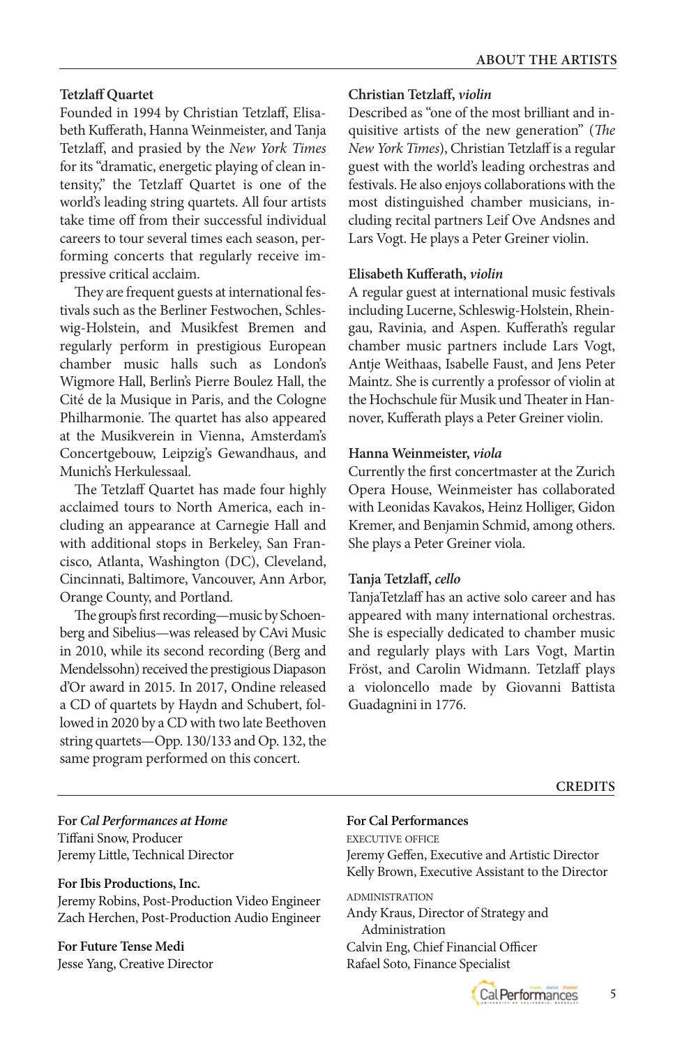## ABOUT THE ARTISTS

**Tetzlaff Quartet**

Founded in 1994 by Christian Tetzlaff, Elisabeth Kufferath, Hanna Weinmeister, and Tanja Tetzlaff, and prasied by the *New York Times* for its "dramatic, energetic playing of clean intensity," the Tetzlaff Quartet is one of the world's leading string quartets. All four artists take time off from their successful individual careers to tour several times each season, performing concerts that regularly receive impressive critical acclaim.

They are frequent guests at international festivals such as the Berliner Festwochen, Schleswig-Holstein, and Musikfest Bremen and regularly perform in prestigious European chamber music halls such as London's Wigmore Hall, Berlin's Pierre Boulez Hall, the Cité de la Musique in Paris, and the Cologne Philharmonie. The quartet has also appeared at the Musikverein in Vienna, Amsterdam's Concertgebouw, Leipzig's Gewandhaus, and Munich's Herkulessaal.

The Tetzlaff Quartet has made four highly acclaimed tours to North America, each including an appearance at Carnegie Hall and with additional stops in Berkeley, San Francisco, Atlanta, Washington (DC), Cleveland, Cincinnati, Baltimore, Vancouver, Ann Arbor, Orange County, and Portland.

The group's first recording—music by Schoenberg and Sibelius—was released by CAvi Music in 2010, while its second recording (Berg and Mendelssohn) received the prestigious Diapason d'Or award in 2015. In 2017, Ondine released a CD of quartets by Haydn and Schubert, followed in 2020 by a CD with two late Beethoven string quartets—Opp. 130/133 and Op. 132, the same program performed on this concert.

**Christian Tetzlaff, *violin***

Described as "one of the most brilliant and inquisitive artists of the new generation" (*The New York Times*), Christian Tetzlaff is a regular guest with the world's leading orchestras and festivals. He also enjoys collaborations with the most distinguished chamber musicians, including recital partners Leif Ove Andsnes and Lars Vogt. He plays a Peter Greiner violin.

**Elisabeth Kufferath, *violin***

A regular guest at international music festivals including Lucerne, Schleswig-Holstein, Rheingau, Ravinia, and Aspen. Kufferath's regular chamber music partners include Lars Vogt, Antje Weithaas, Isabelle Faust, and Jens Peter Maintz. She is currently a professor of violin at the Hochschule für Musik und Theater in Hannover, Kufferath plays a Peter Greiner violin.

**Hanna Weinmeister, *viola***

Currently the first concertmaster at the Zurich Opera House, Weinmeister has collaborated with Leonidas Kavakos, Heinz Holliger, Gidon Kremer, and Benjamin Schmid, among others. She plays a Peter Greiner viola.

**Tanja Tetzlaff, *cello***

TanjaTetzlaff has an active solo career and has appeared with many international orchestras. She is especially dedicated to chamber music and regularly plays with Lars Vogt, Martin Fröst, and Carolin Widmann. Tetzlaff plays a violoncello made by Giovanni Battista Guadagnini in 1776.

## CREDITS

**For *Cal Performances at Home***
Tiffani Snow, Producer
Jeremy Little, Technical Director

**For Ibis Productions, Inc.**
Jeremy Robins, Post-Production Video Engineer
Zach Herchen, Post-Production Audio Engineer

**For Future Tense Medi**
Jesse Yang, Creative Director

**For Cal Performances**

EXECUTIVE OFFICE
Jeremy Geffen, Executive and Artistic Director
Kelly Brown, Executive Assistant to the Director

ADMINISTRATION
Andy Kraus, Director of Strategy and Administration
Calvin Eng, Chief Financial Officer
Rafael Soto, Finance Specialist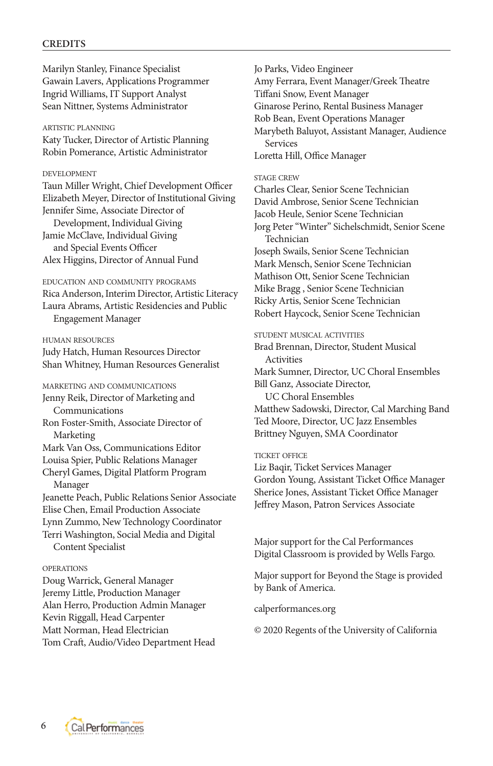## CREDITS

Marilyn Stanley, Finance Specialist
Gawain Lavers, Applications Programmer
Ingrid Williams, IT Support Analyst
Sean Nittner, Systems Administrator

### ARTISTIC PLANNING

Katy Tucker, Director of Artistic Planning
Robin Pomerance, Artistic Administrator

### DEVELOPMENT

Taun Miller Wright, Chief Development Officer
Elizabeth Meyer, Director of Institutional Giving
Jennifer Sime, Associate Director of Development, Individual Giving
Jamie McClave, Individual Giving and Special Events Officer
Alex Higgins, Director of Annual Fund

### EDUCATION AND COMMUNITY PROGRAMS

Rica Anderson, Interim Director, Artistic Literacy
Laura Abrams, Artistic Residencies and Public Engagement Manager

### HUMAN RESOURCES

Judy Hatch, Human Resources Director
Shan Whitney, Human Resources Generalist

### MARKETING AND COMMUNICATIONS

Jenny Reik, Director of Marketing and Communications
Ron Foster-Smith, Associate Director of Marketing
Mark Van Oss, Communications Editor
Louisa Spier, Public Relations Manager
Cheryl Games, Digital Platform Program Manager
Jeanette Peach, Public Relations Senior Associate
Elise Chen, Email Production Associate
Lynn Zummo, New Technology Coordinator
Terri Washington, Social Media and Digital Content Specialist

### OPERATIONS

Doug Warrick, General Manager
Jeremy Little, Production Manager
Alan Herro, Production Admin Manager
Kevin Riggall, Head Carpenter
Matt Norman, Head Electrician
Tom Craft, Audio/Video Department Head
Jo Parks, Video Engineer
Amy Ferrara, Event Manager/Greek Theatre
Tiffani Snow, Event Manager
Ginarose Perino, Rental Business Manager
Rob Bean, Event Operations Manager
Marybeth Baluyot, Assistant Manager, Audience Services
Loretta Hill, Office Manager

### STAGE CREW

Charles Clear, Senior Scene Technician
David Ambrose, Senior Scene Technician
Jacob Heule, Senior Scene Technician
Jorg Peter "Winter" Sichelschmidt, Senior Scene Technician
Joseph Swails, Senior Scene Technician
Mark Mensch, Senior Scene Technician
Mathison Ott, Senior Scene Technician
Mike Bragg , Senior Scene Technician
Ricky Artis, Senior Scene Technician
Robert Haycock, Senior Scene Technician

### STUDENT MUSICAL ACTIVITIES

Brad Brennan, Director, Student Musical Activities
Mark Sumner, Director, UC Choral Ensembles
Bill Ganz, Associate Director, UC Choral Ensembles
Matthew Sadowski, Director, Cal Marching Band
Ted Moore, Director, UC Jazz Ensembles
Brittney Nguyen, SMA Coordinator

### TICKET OFFICE

Liz Baqir, Ticket Services Manager
Gordon Young, Assistant Ticket Office Manager
Sherice Jones, Assistant Ticket Office Manager
Jeffrey Mason, Patron Services Associate

Major support for the Cal Performances Digital Classroom is provided by Wells Fargo.

Major support for Beyond the Stage is provided by Bank of America.

calperformances.org

© 2020 Regents of the University of California